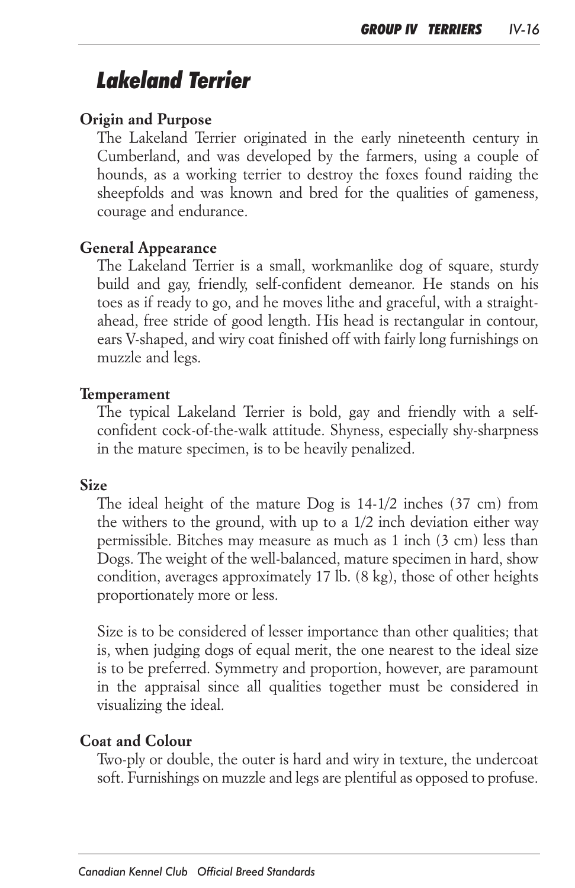# Lakeland Terrier

**Origin and Purpose**

The Lakeland Terrier originated in the early nineteenth century in Cumberland, and was developed by the farmers, using a couple of hounds, as a working terrier to destroy the foxes found raiding the sheepfolds and was known and bred for the qualities of gameness, courage and endurance.

**General Appearance**

The Lakeland Terrier is a small, workmanlike dog of square, sturdy build and gay, friendly, self-confident demeanor. He stands on his toes as if ready to go, and he moves lithe and graceful, with a straight-ahead, free stride of good length. His head is rectangular in contour, ears V-shaped, and wiry coat finished off with fairly long furnishings on muzzle and legs.

**Temperament**

The typical Lakeland Terrier is bold, gay and friendly with a self-confident cock-of-the-walk attitude. Shyness, especially shy-sharpness in the mature specimen, is to be heavily penalized.

**Size**

The ideal height of the mature Dog is 14-1/2 inches (37 cm) from the withers to the ground, with up to a 1/2 inch deviation either way permissible. Bitches may measure as much as 1 inch (3 cm) less than Dogs. The weight of the well-balanced, mature specimen in hard, show condition, averages approximately 17 lb. (8 kg), those of other heights proportionately more or less.

Size is to be considered of lesser importance than other qualities; that is, when judging dogs of equal merit, the one nearest to the ideal size is to be preferred. Symmetry and proportion, however, are paramount in the appraisal since all qualities together must be considered in visualizing the ideal.

**Coat and Colour**

Two-ply or double, the outer is hard and wiry in texture, the undercoat soft. Furnishings on muzzle and legs are plentiful as opposed to profuse.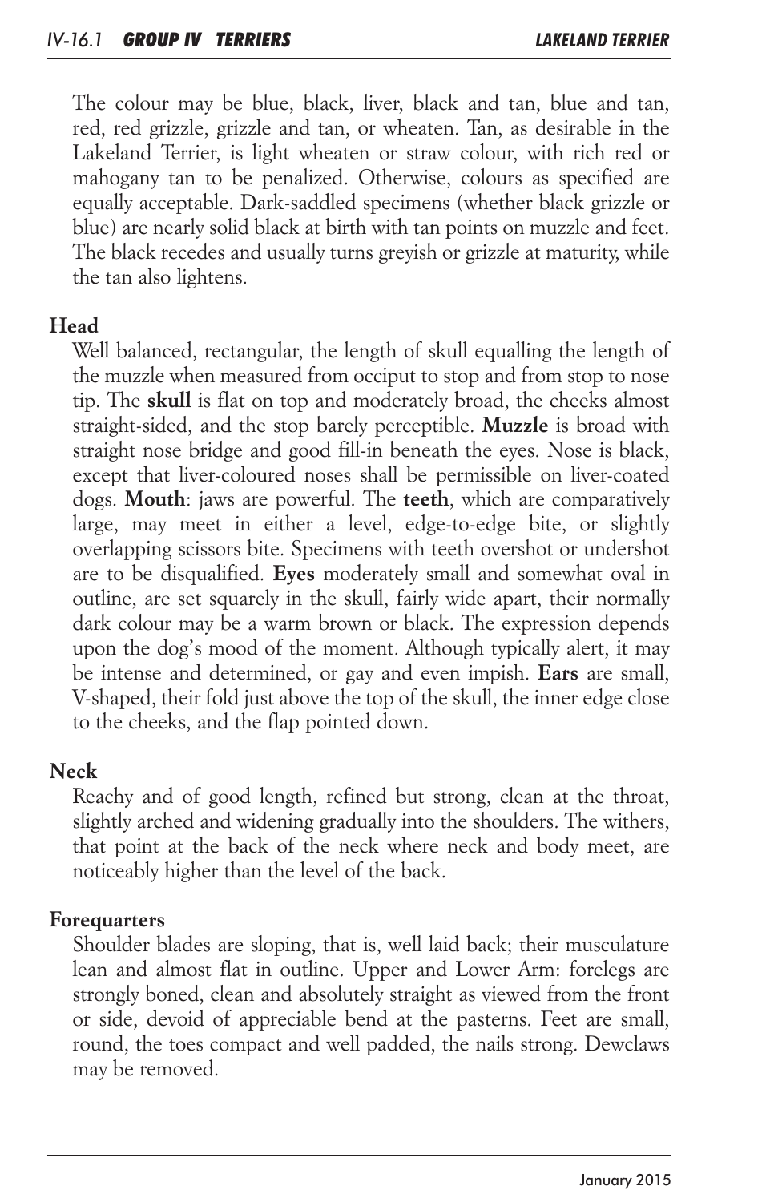The colour may be blue, black, liver, black and tan, blue and tan, red, red grizzle, grizzle and tan, or wheaten. Tan, as desirable in the Lakeland Terrier, is light wheaten or straw colour, with rich red or mahogany tan to be penalized. Otherwise, colours as specified are equally acceptable. Dark-saddled specimens (whether black grizzle or blue) are nearly solid black at birth with tan points on muzzle and feet. The black recedes and usually turns greyish or grizzle at maturity, while the tan also lightens.

## Head

Well balanced, rectangular, the length of skull equalling the length of the muzzle when measured from occiput to stop and from stop to nose tip. The **skull** is flat on top and moderately broad, the cheeks almost straight-sided, and the stop barely perceptible. **Muzzle** is broad with straight nose bridge and good fill-in beneath the eyes. Nose is black, except that liver-coloured noses shall be permissible on liver-coated dogs. **Mouth**: jaws are powerful. The **teeth**, which are comparatively large, may meet in either a level, edge-to-edge bite, or slightly overlapping scissors bite. Specimens with teeth overshot or undershot are to be disqualified. **Eyes** moderately small and somewhat oval in outline, are set squarely in the skull, fairly wide apart, their normally dark colour may be a warm brown or black. The expression depends upon the dog's mood of the moment. Although typically alert, it may be intense and determined, or gay and even impish. **Ears** are small, V-shaped, their fold just above the top of the skull, the inner edge close to the cheeks, and the flap pointed down.

## Neck

Reachy and of good length, refined but strong, clean at the throat, slightly arched and widening gradually into the shoulders. The withers, that point at the back of the neck where neck and body meet, are noticeably higher than the level of the back.

## Forequarters

Shoulder blades are sloping, that is, well laid back; their musculature lean and almost flat in outline. Upper and Lower Arm: forelegs are strongly boned, clean and absolutely straight as viewed from the front or side, devoid of appreciable bend at the pasterns. Feet are small, round, the toes compact and well padded, the nails strong. Dewclaws may be removed.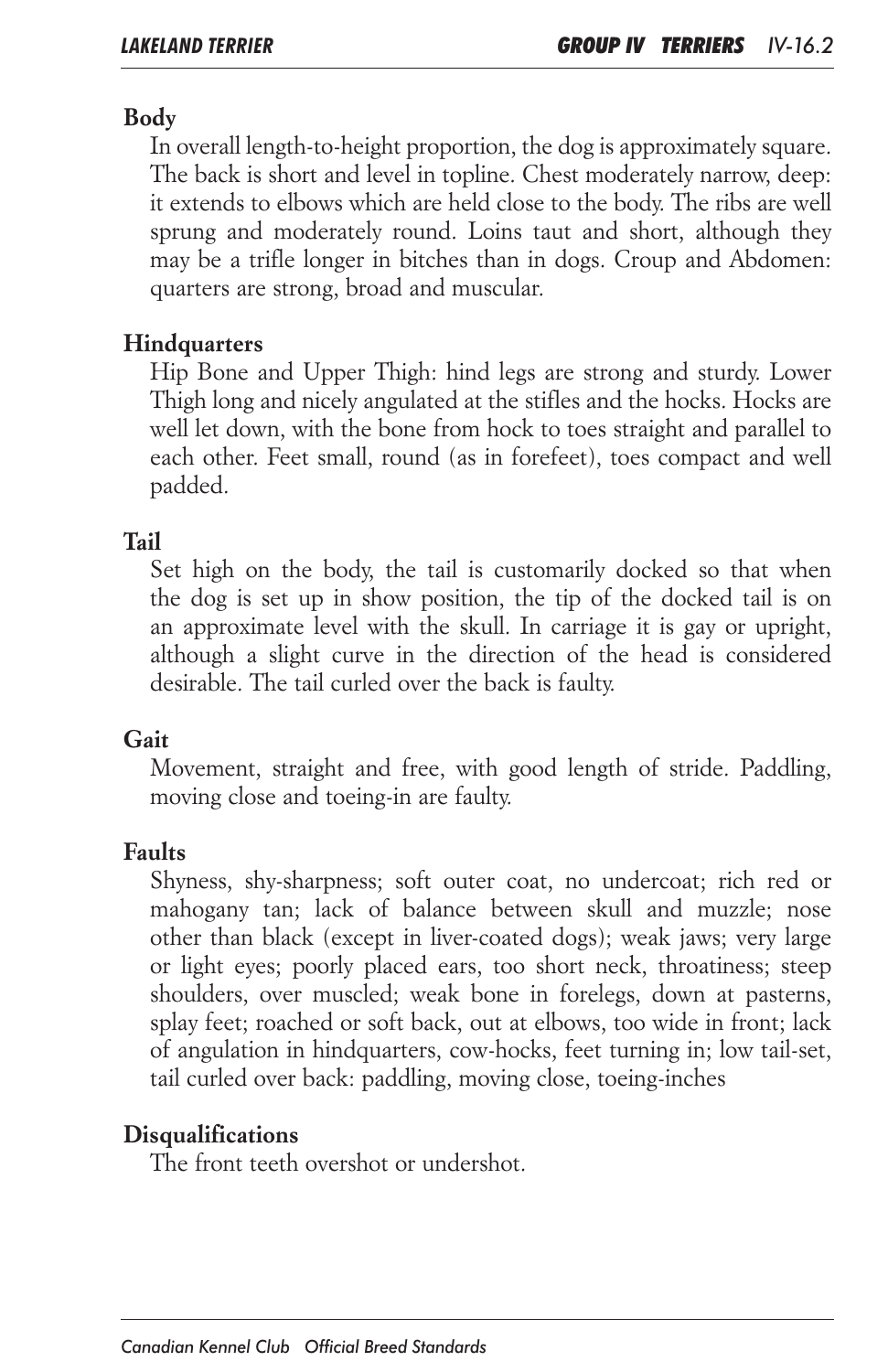## Body

In overall length-to-height proportion, the dog is approximately square. The back is short and level in topline. Chest moderately narrow, deep: it extends to elbows which are held close to the body. The ribs are well sprung and moderately round. Loins taut and short, although they may be a trifle longer in bitches than in dogs. Croup and Abdomen: quarters are strong, broad and muscular.

## Hindquarters

Hip Bone and Upper Thigh: hind legs are strong and sturdy. Lower Thigh long and nicely angulated at the stifles and the hocks. Hocks are well let down, with the bone from hock to toes straight and parallel to each other. Feet small, round (as in forefeet), toes compact and well padded.

## Tail

Set high on the body, the tail is customarily docked so that when the dog is set up in show position, the tip of the docked tail is on an approximate level with the skull. In carriage it is gay or upright, although a slight curve in the direction of the head is considered desirable. The tail curled over the back is faulty.

## Gait

Movement, straight and free, with good length of stride. Paddling, moving close and toeing-in are faulty.

## Faults

Shyness, shy-sharpness; soft outer coat, no undercoat; rich red or mahogany tan; lack of balance between skull and muzzle; nose other than black (except in liver-coated dogs); weak jaws; very large or light eyes; poorly placed ears, too short neck, throatiness; steep shoulders, over muscled; weak bone in forelegs, down at pasterns, splay feet; roached or soft back, out at elbows, too wide in front; lack of angulation in hindquarters, cow-hocks, feet turning in; low tail-set, tail curled over back: paddling, moving close, toeing-inches

## Disqualifications

The front teeth overshot or undershot.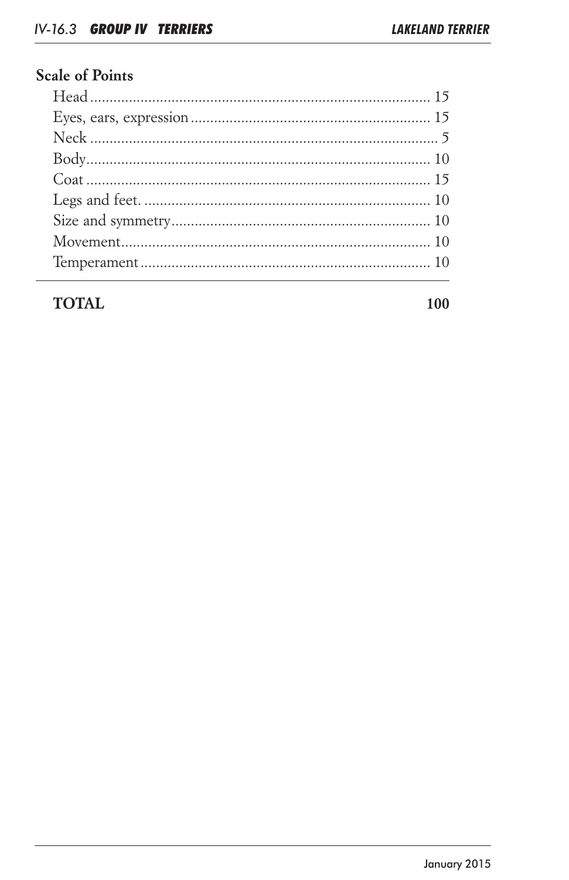## Scale of Points

| | |
|---|---|
| Head | 15 |
| Eyes, ears, expression | 15 |
| Neck | 5 |
| Body | 10 |
| Coat | 15 |
| Legs and feet. | 10 |
| Size and symmetry | 10 |
| Movement | 10 |
| Temperament | 10 |
| **TOTAL** | **100** |